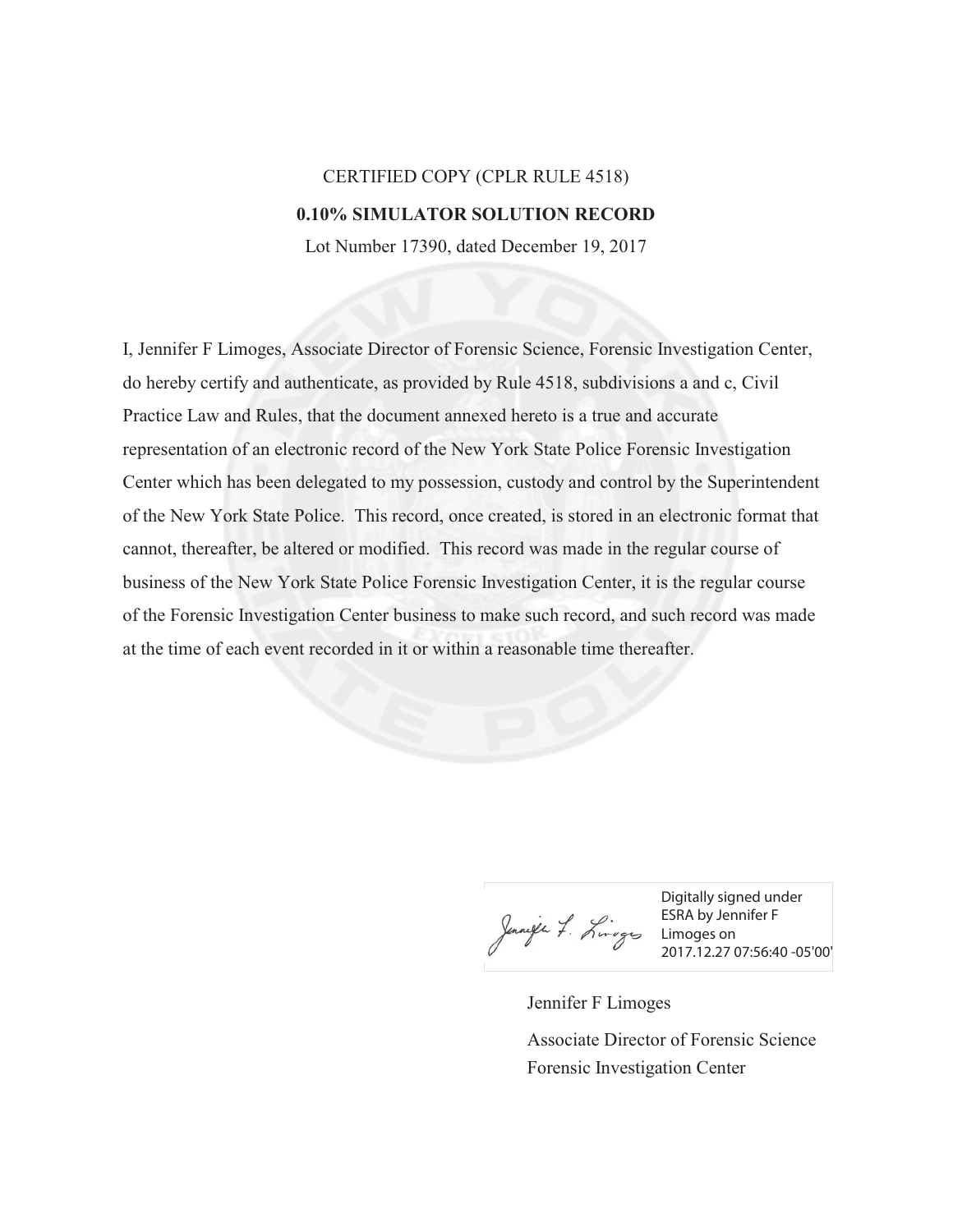CERTIFIED COPY (CPLR RULE 4518)

**0.10% SIMULATOR SOLUTION RECORD**

Lot Number 17390, dated December 19, 2017

I, Jennifer F Limoges, Associate Director of Forensic Science, Forensic Investigation Center, do hereby certify and authenticate, as provided by Rule 4518, subdivisions a and c, Civil Practice Law and Rules, that the document annexed hereto is a true and accurate representation of an electronic record of the New York State Police Forensic Investigation Center which has been delegated to my possession, custody and control by the Superintendent of the New York State Police. This record, once created, is stored in an electronic format that cannot, thereafter, be altered or modified. This record was made in the regular course of business of the New York State Police Forensic Investigation Center, it is the regular course of the Forensic Investigation Center business to make such record, and such record was made at the time of each event recorded in it or within a reasonable time thereafter.

Digitally signed under ESRA by Jennifer F Limoges on 2017.12.27 07:56:40 -05'00'

Jennifer F Limoges

Associate Director of Forensic Science
Forensic Investigation Center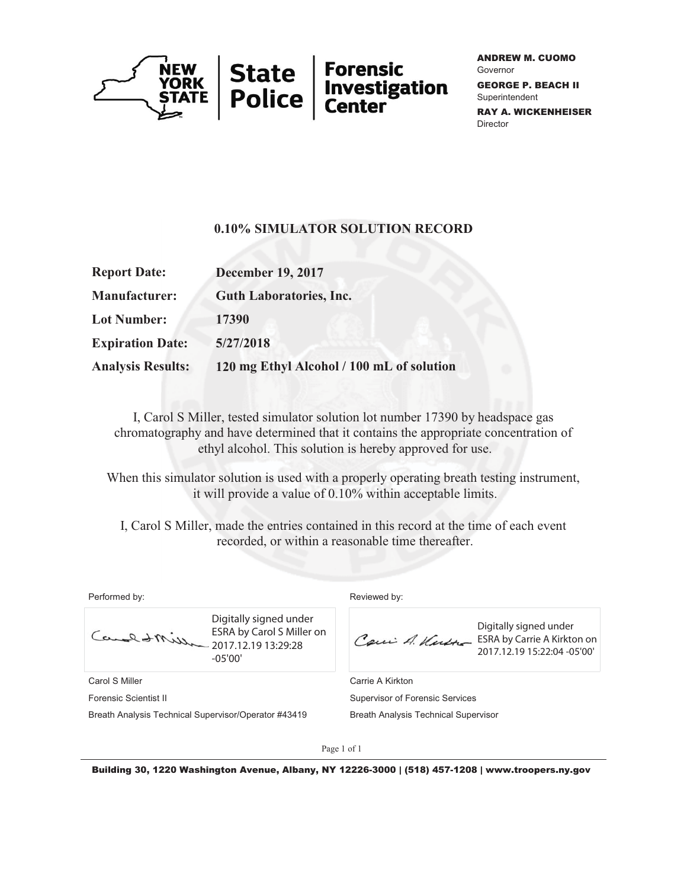NEW YORK STATE | State Police | Forensic Investigation Center

**ANDREW M. CUOMO**
Governor

**GEORGE P. BEACH II**
Superintendent

**RAY A. WICKENHEISER**
Director

## 0.10% SIMULATOR SOLUTION RECORD

| | |
|---|---|
| **Report Date:** | **December 19, 2017** |
| **Manufacturer:** | **Guth Laboratories, Inc.** |
| **Lot Number:** | **17390** |
| **Expiration Date:** | **5/27/2018** |
| **Analysis Results:** | **120 mg Ethyl Alcohol / 100 mL of solution** |

I, Carol S Miller, tested simulator solution lot number 17390 by headspace gas chromatography and have determined that it contains the appropriate concentration of ethyl alcohol. This solution is hereby approved for use.

When this simulator solution is used with a properly operating breath testing instrument, it will provide a value of 0.10% within acceptable limits.

I, Carol S Miller, made the entries contained in this record at the time of each event recorded, or within a reasonable time thereafter.

Performed by:

Digitally signed under ESRA by Carol S Miller on 2017.12.19 13:29:28 -05'00'

Carol S Miller
Forensic Scientist II
Breath Analysis Technical Supervisor/Operator #43419

Reviewed by:

Digitally signed under ESRA by Carrie A Kirkton on 2017.12.19 15:22:04 -05'00'

Carrie A Kirkton
Supervisor of Forensic Services
Breath Analysis Technical Supervisor

**Building 30, 1220 Washington Avenue, Albany, NY 12226-3000 | (518) 457-1208 | www.troopers.ny.gov**